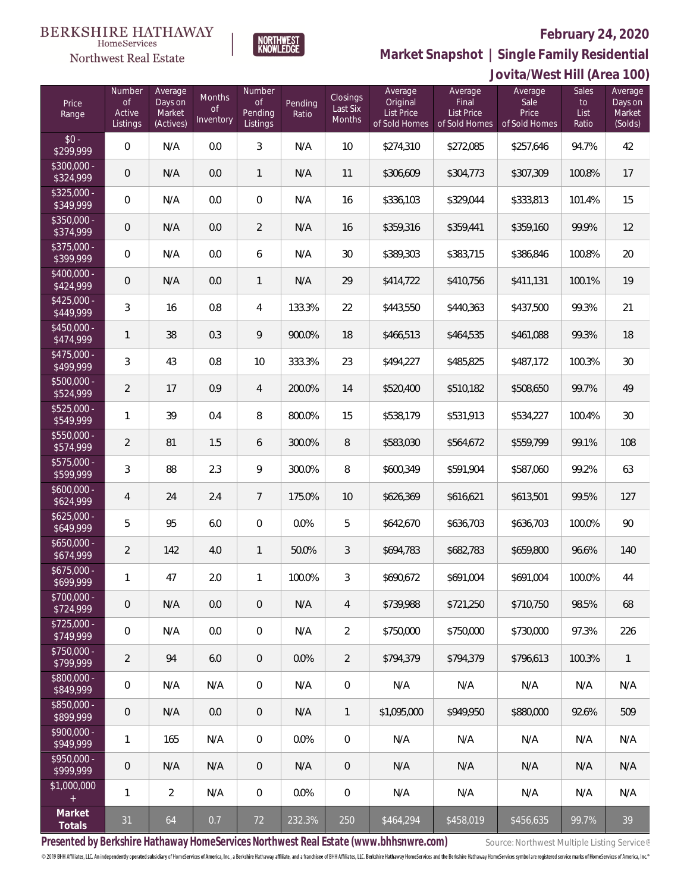BERKSHIRE HATHAWAY HomeServices Northwest Real Estate

NORTHWEST KNOWLEDGE

**February 24, 2020**

**Market Snapshot | Single Family Residential**

**Jovita/West Hill (Area 100)**

| Price Range | Number of Active Listings | Average Days on Market (Actives) | Months of Inventory | Number of Pending Listings | Pending Ratio | Closings Last Six Months | Average Original List Price of Sold Homes | Average Final List Price of Sold Homes | Average Sale Price of Sold Homes | Sales to List Ratio | Average Days on Market (Solds) |
|---|---|---|---|---|---|---|---|---|---|---|---|
| $0 - $299,999 | 0 | N/A | 0.0 | 3 | N/A | 10 | $274,310 | $272,085 | $257,646 | 94.7% | 42 |
| $300,000 - $324,999 | 0 | N/A | 0.0 | 1 | N/A | 11 | $306,609 | $304,773 | $307,309 | 100.8% | 17 |
| $325,000 - $349,999 | 0 | N/A | 0.0 | 0 | N/A | 16 | $336,103 | $329,044 | $333,813 | 101.4% | 15 |
| $350,000 - $374,999 | 0 | N/A | 0.0 | 2 | N/A | 16 | $359,316 | $359,441 | $359,160 | 99.9% | 12 |
| $375,000 - $399,999 | 0 | N/A | 0.0 | 6 | N/A | 30 | $389,303 | $383,715 | $386,846 | 100.8% | 20 |
| $400,000 - $424,999 | 0 | N/A | 0.0 | 1 | N/A | 29 | $414,722 | $410,756 | $411,131 | 100.1% | 19 |
| $425,000 - $449,999 | 3 | 16 | 0.8 | 4 | 133.3% | 22 | $443,550 | $440,363 | $437,500 | 99.3% | 21 |
| $450,000 - $474,999 | 1 | 38 | 0.3 | 9 | 900.0% | 18 | $466,513 | $464,535 | $461,088 | 99.3% | 18 |
| $475,000 - $499,999 | 3 | 43 | 0.8 | 10 | 333.3% | 23 | $494,227 | $485,825 | $487,172 | 100.3% | 30 |
| $500,000 - $524,999 | 2 | 17 | 0.9 | 4 | 200.0% | 14 | $520,400 | $510,182 | $508,650 | 99.7% | 49 |
| $525,000 - $549,999 | 1 | 39 | 0.4 | 8 | 800.0% | 15 | $538,179 | $531,913 | $534,227 | 100.4% | 30 |
| $550,000 - $574,999 | 2 | 81 | 1.5 | 6 | 300.0% | 8 | $583,030 | $564,672 | $559,799 | 99.1% | 108 |
| $575,000 - $599,999 | 3 | 88 | 2.3 | 9 | 300.0% | 8 | $600,349 | $591,904 | $587,060 | 99.2% | 63 |
| $600,000 - $624,999 | 4 | 24 | 2.4 | 7 | 175.0% | 10 | $626,369 | $616,621 | $613,501 | 99.5% | 127 |
| $625,000 - $649,999 | 5 | 95 | 6.0 | 0 | 0.0% | 5 | $642,670 | $636,703 | $636,703 | 100.0% | 90 |
| $650,000 - $674,999 | 2 | 142 | 4.0 | 1 | 50.0% | 3 | $694,783 | $682,783 | $659,800 | 96.6% | 140 |
| $675,000 - $699,999 | 1 | 47 | 2.0 | 1 | 100.0% | 3 | $690,672 | $691,004 | $691,004 | 100.0% | 44 |
| $700,000 - $724,999 | 0 | N/A | 0.0 | 0 | N/A | 4 | $739,988 | $721,250 | $710,750 | 98.5% | 68 |
| $725,000 - $749,999 | 0 | N/A | 0.0 | 0 | N/A | 2 | $750,000 | $750,000 | $730,000 | 97.3% | 226 |
| $750,000 - $799,999 | 2 | 94 | 6.0 | 0 | 0.0% | 2 | $794,379 | $794,379 | $796,613 | 100.3% | 1 |
| $800,000 - $849,999 | 0 | N/A | N/A | 0 | N/A | 0 | N/A | N/A | N/A | N/A | N/A |
| $850,000 - $899,999 | 0 | N/A | 0.0 | 0 | N/A | 1 | $1,095,000 | $949,950 | $880,000 | 92.6% | 509 |
| $900,000 - $949,999 | 1 | 165 | N/A | 0 | 0.0% | 0 | N/A | N/A | N/A | N/A | N/A |
| $950,000 - $999,999 | 0 | N/A | N/A | 0 | N/A | 0 | N/A | N/A | N/A | N/A | N/A |
| $1,000,000 + | 1 | 2 | N/A | 0 | 0.0% | 0 | N/A | N/A | N/A | N/A | N/A |
| **Market Totals** | 31 | 64 | 0.7 | 72 | 232.3% | 250 | $464,294 | $458,019 | $456,635 | 99.7% | 39 |

**Presented by Berkshire Hathaway HomeServices Northwest Real Estate (www.bhhsnwre.com)**

Source: Northwest Multiple Listing Service®

© 2019 BHH Affiliates, LLC. An independently operated subsidiary of HomeServices of America, Inc., a Berkshire Hathaway affiliate, and a franchisee of BHH Affiliates, LLC. Berkshire Hathaway HomeServices and the Berkshire Hathaway HomeServices symbol are registered service marks of HomeServices of America, Inc.®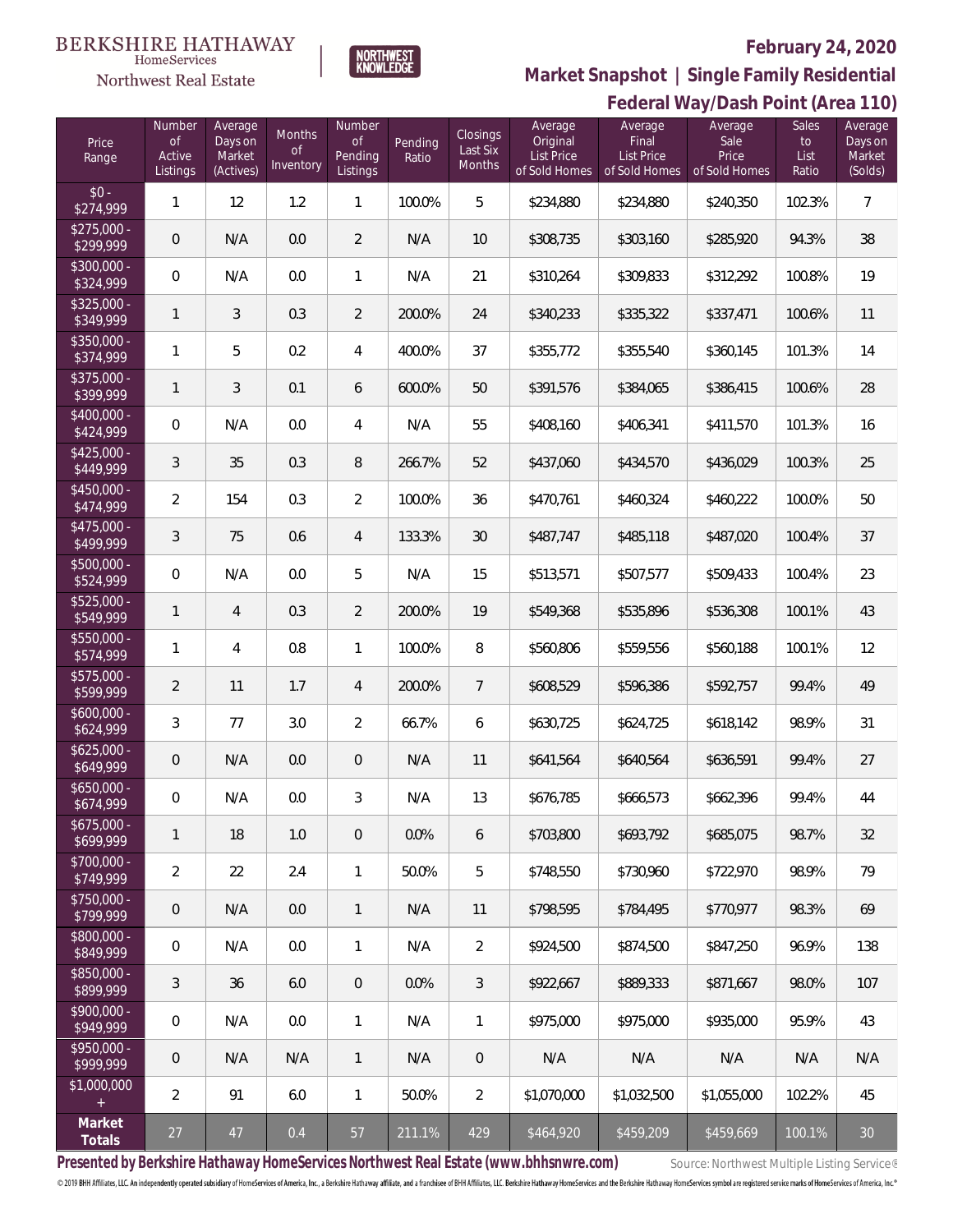BERKSHIRE HATHAWAY HomeServices Northwest Real Estate

NORTHWEST KNOWLEDGE

## February 24, 2020

## Market Snapshot | Single Family Residential

## Federal Way/Dash Point (Area 110)

| Price Range | Number of Active Listings | Average Days on Market (Actives) | Months of Inventory | Number of Pending Listings | Pending Ratio | Closings Last Six Months | Average Original List Price of Sold Homes | Average Final List Price of Sold Homes | Average Sale Price of Sold Homes | Sales to List Ratio | Average Days on Market (Solds) |
|---|---|---|---|---|---|---|---|---|---|---|---|
| $0 - $274,999 | 1 | 12 | 1.2 | 1 | 100.0% | 5 | $234,880 | $234,880 | $240,350 | 102.3% | 7 |
| $275,000 - $299,999 | 0 | N/A | 0.0 | 2 | N/A | 10 | $308,735 | $303,160 | $285,920 | 94.3% | 38 |
| $300,000 - $324,999 | 0 | N/A | 0.0 | 1 | N/A | 21 | $310,264 | $309,833 | $312,292 | 100.8% | 19 |
| $325,000 - $349,999 | 1 | 3 | 0.3 | 2 | 200.0% | 24 | $340,233 | $335,322 | $337,471 | 100.6% | 11 |
| $350,000 - $374,999 | 1 | 5 | 0.2 | 4 | 400.0% | 37 | $355,772 | $355,540 | $360,145 | 101.3% | 14 |
| $375,000 - $399,999 | 1 | 3 | 0.1 | 6 | 600.0% | 50 | $391,576 | $384,065 | $386,415 | 100.6% | 28 |
| $400,000 - $424,999 | 0 | N/A | 0.0 | 4 | N/A | 55 | $408,160 | $406,341 | $411,570 | 101.3% | 16 |
| $425,000 - $449,999 | 3 | 35 | 0.3 | 8 | 266.7% | 52 | $437,060 | $434,570 | $436,029 | 100.3% | 25 |
| $450,000 - $474,999 | 2 | 154 | 0.3 | 2 | 100.0% | 36 | $470,761 | $460,324 | $460,222 | 100.0% | 50 |
| $475,000 - $499,999 | 3 | 75 | 0.6 | 4 | 133.3% | 30 | $487,747 | $485,118 | $487,020 | 100.4% | 37 |
| $500,000 - $524,999 | 0 | N/A | 0.0 | 5 | N/A | 15 | $513,571 | $507,577 | $509,433 | 100.4% | 23 |
| $525,000 - $549,999 | 1 | 4 | 0.3 | 2 | 200.0% | 19 | $549,368 | $535,896 | $536,308 | 100.1% | 43 |
| $550,000 - $574,999 | 1 | 4 | 0.8 | 1 | 100.0% | 8 | $560,806 | $559,556 | $560,188 | 100.1% | 12 |
| $575,000 - $599,999 | 2 | 11 | 1.7 | 4 | 200.0% | 7 | $608,529 | $596,386 | $592,757 | 99.4% | 49 |
| $600,000 - $624,999 | 3 | 77 | 3.0 | 2 | 66.7% | 6 | $630,725 | $624,725 | $618,142 | 98.9% | 31 |
| $625,000 - $649,999 | 0 | N/A | 0.0 | 0 | N/A | 11 | $641,564 | $640,564 | $636,591 | 99.4% | 27 |
| $650,000 - $674,999 | 0 | N/A | 0.0 | 3 | N/A | 13 | $676,785 | $666,573 | $662,396 | 99.4% | 44 |
| $675,000 - $699,999 | 1 | 18 | 1.0 | 0 | 0.0% | 6 | $703,800 | $693,792 | $685,075 | 98.7% | 32 |
| $700,000 - $749,999 | 2 | 22 | 2.4 | 1 | 50.0% | 5 | $748,550 | $730,960 | $722,970 | 98.9% | 79 |
| $750,000 - $799,999 | 0 | N/A | 0.0 | 1 | N/A | 11 | $798,595 | $784,495 | $770,977 | 98.3% | 69 |
| $800,000 - $849,999 | 0 | N/A | 0.0 | 1 | N/A | 2 | $924,500 | $874,500 | $847,250 | 96.9% | 138 |
| $850,000 - $899,999 | 3 | 36 | 6.0 | 0 | 0.0% | 3 | $922,667 | $889,333 | $871,667 | 98.0% | 107 |
| $900,000 - $949,999 | 0 | N/A | 0.0 | 1 | N/A | 1 | $975,000 | $975,000 | $935,000 | 95.9% | 43 |
| $950,000 - $999,999 | 0 | N/A | N/A | 1 | N/A | 0 | N/A | N/A | N/A | N/A | N/A |
| $1,000,000 + | 2 | 91 | 6.0 | 1 | 50.0% | 2 | $1,070,000 | $1,032,500 | $1,055,000 | 102.2% | 45 |
| **Market Totals** | 27 | 47 | 0.4 | 57 | 211.1% | 429 | $464,920 | $459,209 | $459,669 | 100.1% | 30 |

**Presented by Berkshire Hathaway HomeServices Northwest Real Estate (www.bhhsnwre.com)**

Source: Northwest Multiple Listing Service®

© 2019 BHH Affiliates, LLC. An independently operated subsidiary of HomeServices of America, Inc., a Berkshire Hathaway affiliate, and a franchisee of BHH Affiliates, LLC. Berkshire Hathaway HomeServices and the Berkshire Hathaway HomeServices symbol are registered service marks of HomeServices of America, Inc.®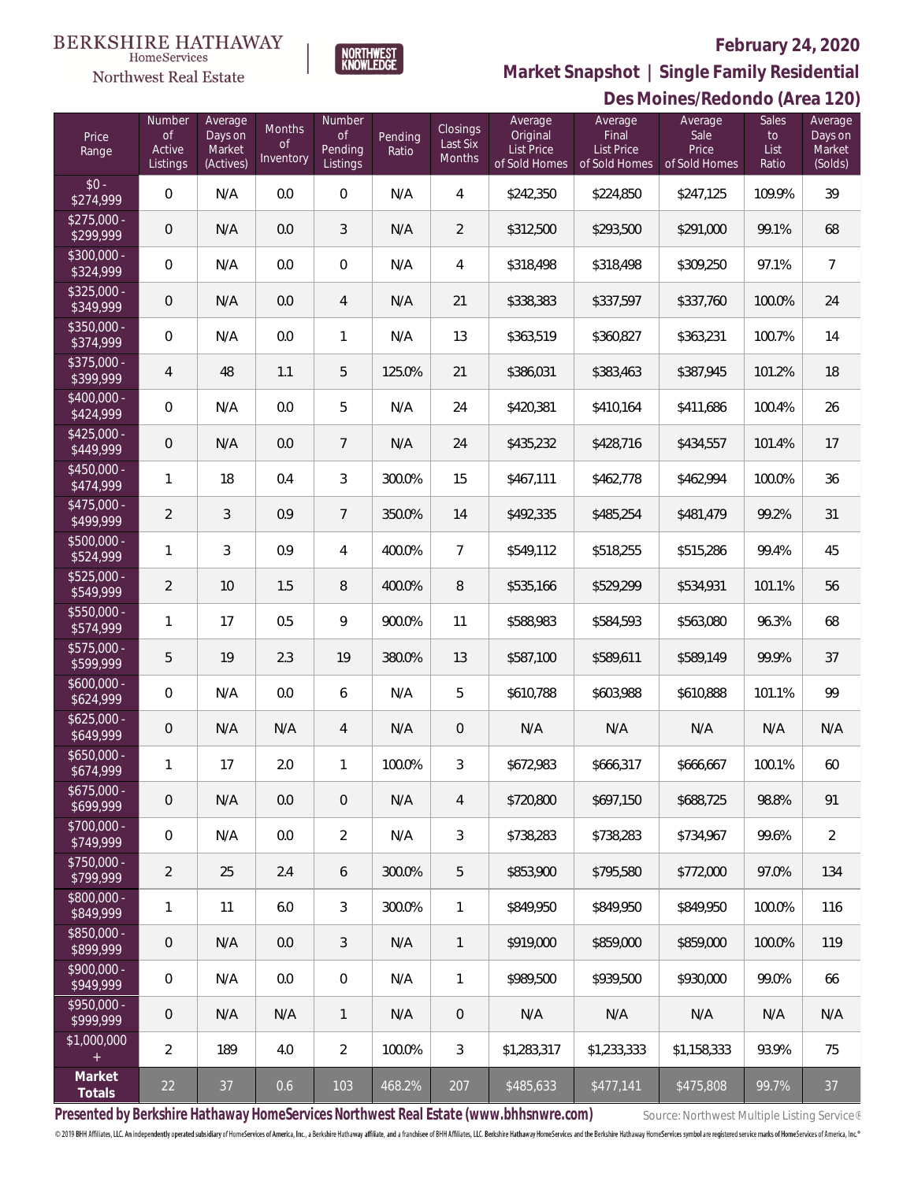BERKSHIRE HATHAWAY HomeServices Northwest Real Estate

NORTHWEST KNOWLEDGE

**February 24, 2020**

**Market Snapshot | Single Family Residential**

**Des Moines/Redondo (Area 120)**

| Price Range | Number of Active Listings | Average Days on Market (Actives) | Months of Inventory | Number of Pending Listings | Pending Ratio | Closings Last Six Months | Average Original List Price of Sold Homes | Average Final List Price of Sold Homes | Average Sale Price of Sold Homes | Sales to List Ratio | Average Days on Market (Solds) |
|---|---|---|---|---|---|---|---|---|---|---|---|
| $0 - $274,999 | 0 | N/A | 0.0 | 0 | N/A | 4 | $242,350 | $224,850 | $247,125 | 109.9% | 39 |
| $275,000 - $299,999 | 0 | N/A | 0.0 | 3 | N/A | 2 | $312,500 | $293,500 | $291,000 | 99.1% | 68 |
| $300,000 - $324,999 | 0 | N/A | 0.0 | 0 | N/A | 4 | $318,498 | $318,498 | $309,250 | 97.1% | 7 |
| $325,000 - $349,999 | 0 | N/A | 0.0 | 4 | N/A | 21 | $338,383 | $337,597 | $337,760 | 100.0% | 24 |
| $350,000 - $374,999 | 0 | N/A | 0.0 | 1 | N/A | 13 | $363,519 | $360,827 | $363,231 | 100.7% | 14 |
| $375,000 - $399,999 | 4 | 48 | 1.1 | 5 | 125.0% | 21 | $386,031 | $383,463 | $387,945 | 101.2% | 18 |
| $400,000 - $424,999 | 0 | N/A | 0.0 | 5 | N/A | 24 | $420,381 | $410,164 | $411,686 | 100.4% | 26 |
| $425,000 - $449,999 | 0 | N/A | 0.0 | 7 | N/A | 24 | $435,232 | $428,716 | $434,557 | 101.4% | 17 |
| $450,000 - $474,999 | 1 | 18 | 0.4 | 3 | 300.0% | 15 | $467,111 | $462,778 | $462,994 | 100.0% | 36 |
| $475,000 - $499,999 | 2 | 3 | 0.9 | 7 | 350.0% | 14 | $492,335 | $485,254 | $481,479 | 99.2% | 31 |
| $500,000 - $524,999 | 1 | 3 | 0.9 | 4 | 400.0% | 7 | $549,112 | $518,255 | $515,286 | 99.4% | 45 |
| $525,000 - $549,999 | 2 | 10 | 1.5 | 8 | 400.0% | 8 | $535,166 | $529,299 | $534,931 | 101.1% | 56 |
| $550,000 - $574,999 | 1 | 17 | 0.5 | 9 | 900.0% | 11 | $588,983 | $584,593 | $563,080 | 96.3% | 68 |
| $575,000 - $599,999 | 5 | 19 | 2.3 | 19 | 380.0% | 13 | $587,100 | $589,611 | $589,149 | 99.9% | 37 |
| $600,000 - $624,999 | 0 | N/A | 0.0 | 6 | N/A | 5 | $610,788 | $603,988 | $610,888 | 101.1% | 99 |
| $625,000 - $649,999 | 0 | N/A | N/A | 4 | N/A | 0 | N/A | N/A | N/A | N/A | N/A |
| $650,000 - $674,999 | 1 | 17 | 2.0 | 1 | 100.0% | 3 | $672,983 | $666,317 | $666,667 | 100.1% | 60 |
| $675,000 - $699,999 | 0 | N/A | 0.0 | 0 | N/A | 4 | $720,800 | $697,150 | $688,725 | 98.8% | 91 |
| $700,000 - $749,999 | 0 | N/A | 0.0 | 2 | N/A | 3 | $738,283 | $738,283 | $734,967 | 99.6% | 2 |
| $750,000 - $799,999 | 2 | 25 | 2.4 | 6 | 300.0% | 5 | $853,900 | $795,580 | $772,000 | 97.0% | 134 |
| $800,000 - $849,999 | 1 | 11 | 6.0 | 3 | 300.0% | 1 | $849,950 | $849,950 | $849,950 | 100.0% | 116 |
| $850,000 - $899,999 | 0 | N/A | 0.0 | 3 | N/A | 1 | $919,000 | $859,000 | $859,000 | 100.0% | 119 |
| $900,000 - $949,999 | 0 | N/A | 0.0 | 0 | N/A | 1 | $989,500 | $939,500 | $930,000 | 99.0% | 66 |
| $950,000 - $999,999 | 0 | N/A | N/A | 1 | N/A | 0 | N/A | N/A | N/A | N/A | N/A |
| $1,000,000 + | 2 | 189 | 4.0 | 2 | 100.0% | 3 | $1,283,317 | $1,233,333 | $1,158,333 | 93.9% | 75 |
| **Market Totals** | 22 | 37 | 0.6 | 103 | 468.2% | 207 | $485,633 | $477,141 | $475,808 | 99.7% | 37 |

**Presented by Berkshire Hathaway HomeServices Northwest Real Estate (www.bhhsnwre.com)**

Source: Northwest Multiple Listing Service®

© 2019 BHH Affiliates, LLC. An independently operated subsidiary of HomeServices of America, Inc., a Berkshire Hathaway affiliate, and a franchisee of BHH Affiliates, LLC. Berkshire Hathaway HomeServices and the Berkshire Hathaway HomeServices symbol are registered service marks of HomeServices of America, Inc.®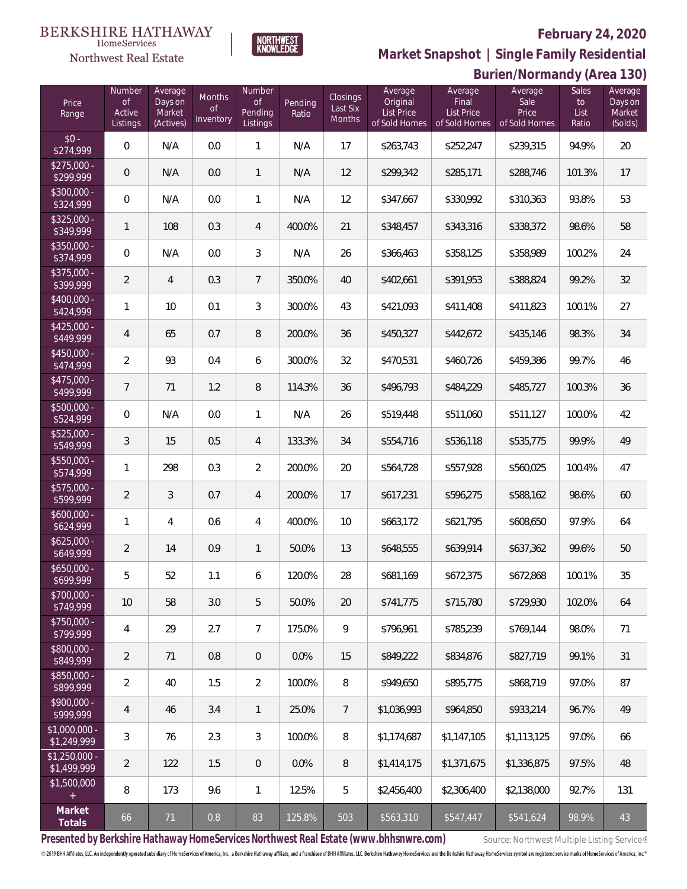BERKSHIRE HATHAWAY
HomeServices
Northwest Real Estate

NORTHWEST KNOWLEDGE

**February 24, 2020**

## Market Snapshot | Single Family Residential

## Burien/Normandy (Area 130)

| Price Range | Number of Active Listings | Average Days on Market (Actives) | Months of Inventory | Number of Pending Listings | Pending Ratio | Closings Last Six Months | Average Original List Price of Sold Homes | Average Final List Price of Sold Homes | Average Sale Price of Sold Homes | Sales to List Ratio | Average Days on Market (Solds) |
|---|---|---|---|---|---|---|---|---|---|---|---|
| $0 - $274,999 | 0 | N/A | 0.0 | 1 | N/A | 17 | $263,743 | $252,247 | $239,315 | 94.9% | 20 |
| $275,000 - $299,999 | 0 | N/A | 0.0 | 1 | N/A | 12 | $299,342 | $285,171 | $288,746 | 101.3% | 17 |
| $300,000 - $324,999 | 0 | N/A | 0.0 | 1 | N/A | 12 | $347,667 | $330,992 | $310,363 | 93.8% | 53 |
| $325,000 - $349,999 | 1 | 108 | 0.3 | 4 | 400.0% | 21 | $348,457 | $343,316 | $338,372 | 98.6% | 58 |
| $350,000 - $374,999 | 0 | N/A | 0.0 | 3 | N/A | 26 | $366,463 | $358,125 | $358,989 | 100.2% | 24 |
| $375,000 - $399,999 | 2 | 4 | 0.3 | 7 | 350.0% | 40 | $402,661 | $391,953 | $388,824 | 99.2% | 32 |
| $400,000 - $424,999 | 1 | 10 | 0.1 | 3 | 300.0% | 43 | $421,093 | $411,408 | $411,823 | 100.1% | 27 |
| $425,000 - $449,999 | 4 | 65 | 0.7 | 8 | 200.0% | 36 | $450,327 | $442,672 | $435,146 | 98.3% | 34 |
| $450,000 - $474,999 | 2 | 93 | 0.4 | 6 | 300.0% | 32 | $470,531 | $460,726 | $459,386 | 99.7% | 46 |
| $475,000 - $499,999 | 7 | 71 | 1.2 | 8 | 114.3% | 36 | $496,793 | $484,229 | $485,727 | 100.3% | 36 |
| $500,000 - $524,999 | 0 | N/A | 0.0 | 1 | N/A | 26 | $519,448 | $511,060 | $511,127 | 100.0% | 42 |
| $525,000 - $549,999 | 3 | 15 | 0.5 | 4 | 133.3% | 34 | $554,716 | $536,118 | $535,775 | 99.9% | 49 |
| $550,000 - $574,999 | 1 | 298 | 0.3 | 2 | 200.0% | 20 | $564,728 | $557,928 | $560,025 | 100.4% | 47 |
| $575,000 - $599,999 | 2 | 3 | 0.7 | 4 | 200.0% | 17 | $617,231 | $596,275 | $588,162 | 98.6% | 60 |
| $600,000 - $624,999 | 1 | 4 | 0.6 | 4 | 400.0% | 10 | $663,172 | $621,795 | $608,650 | 97.9% | 64 |
| $625,000 - $649,999 | 2 | 14 | 0.9 | 1 | 50.0% | 13 | $648,555 | $639,914 | $637,362 | 99.6% | 50 |
| $650,000 - $699,999 | 5 | 52 | 1.1 | 6 | 120.0% | 28 | $681,169 | $672,375 | $672,868 | 100.1% | 35 |
| $700,000 - $749,999 | 10 | 58 | 3.0 | 5 | 50.0% | 20 | $741,775 | $715,780 | $729,930 | 102.0% | 64 |
| $750,000 - $799,999 | 4 | 29 | 2.7 | 7 | 175.0% | 9 | $796,961 | $785,239 | $769,144 | 98.0% | 71 |
| $800,000 - $849,999 | 2 | 71 | 0.8 | 0 | 0.0% | 15 | $849,222 | $834,876 | $827,719 | 99.1% | 31 |
| $850,000 - $899,999 | 2 | 40 | 1.5 | 2 | 100.0% | 8 | $949,650 | $895,775 | $868,719 | 97.0% | 87 |
| $900,000 - $999,999 | 4 | 46 | 3.4 | 1 | 25.0% | 7 | $1,036,993 | $964,850 | $933,214 | 96.7% | 49 |
| $1,000,000 - $1,249,999 | 3 | 76 | 2.3 | 3 | 100.0% | 8 | $1,174,687 | $1,147,105 | $1,113,125 | 97.0% | 66 |
| $1,250,000 - $1,499,999 | 2 | 122 | 1.5 | 0 | 0.0% | 8 | $1,414,175 | $1,371,675 | $1,336,875 | 97.5% | 48 |
| $1,500,000 + | 8 | 173 | 9.6 | 1 | 12.5% | 5 | $2,456,400 | $2,306,400 | $2,138,000 | 92.7% | 131 |
| **Market Totals** | 66 | 71 | 0.8 | 83 | 125.8% | 503 | $563,310 | $547,447 | $541,624 | 98.9% | 43 |

**Presented by Berkshire Hathaway HomeServices Northwest Real Estate (www.bhhsnwre.com)**

Source: Northwest Multiple Listing Service®

© 2019 BHH Affiliates, LLC. An independently operated subsidiary of HomeServices of America, Inc., a Berkshire Hathaway affiliate, and a franchisee of BHH Affiliates, LLC. Berkshire Hathaway HomeServices and the Berkshire Hathaway HomeServices symbol are registered service marks of HomeServices of America, Inc.®